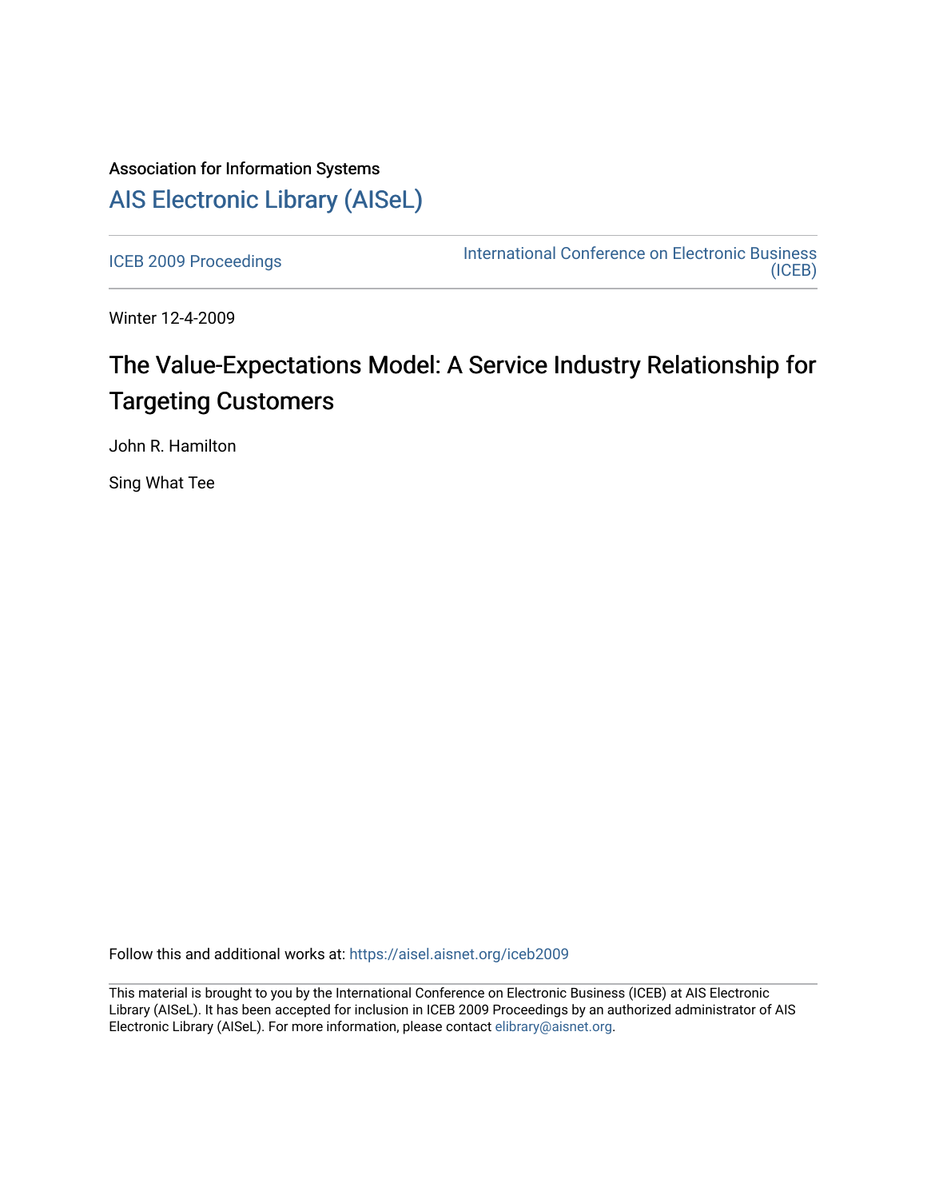Association for Information Systems

# AIS Electronic Library (AISeL)

ICEB 2009 Proceedings

International Conference on Electronic Business (ICEB)

Winter 12-4-2009

## The Value-Expectations Model: A Service Industry Relationship for Targeting Customers

John R. Hamilton

Sing What Tee

Follow this and additional works at: https://aisel.aisnet.org/iceb2009

This material is brought to you by the International Conference on Electronic Business (ICEB) at AIS Electronic Library (AISeL). It has been accepted for inclusion in ICEB 2009 Proceedings by an authorized administrator of AIS Electronic Library (AISeL). For more information, please contact elibrary@aisnet.org.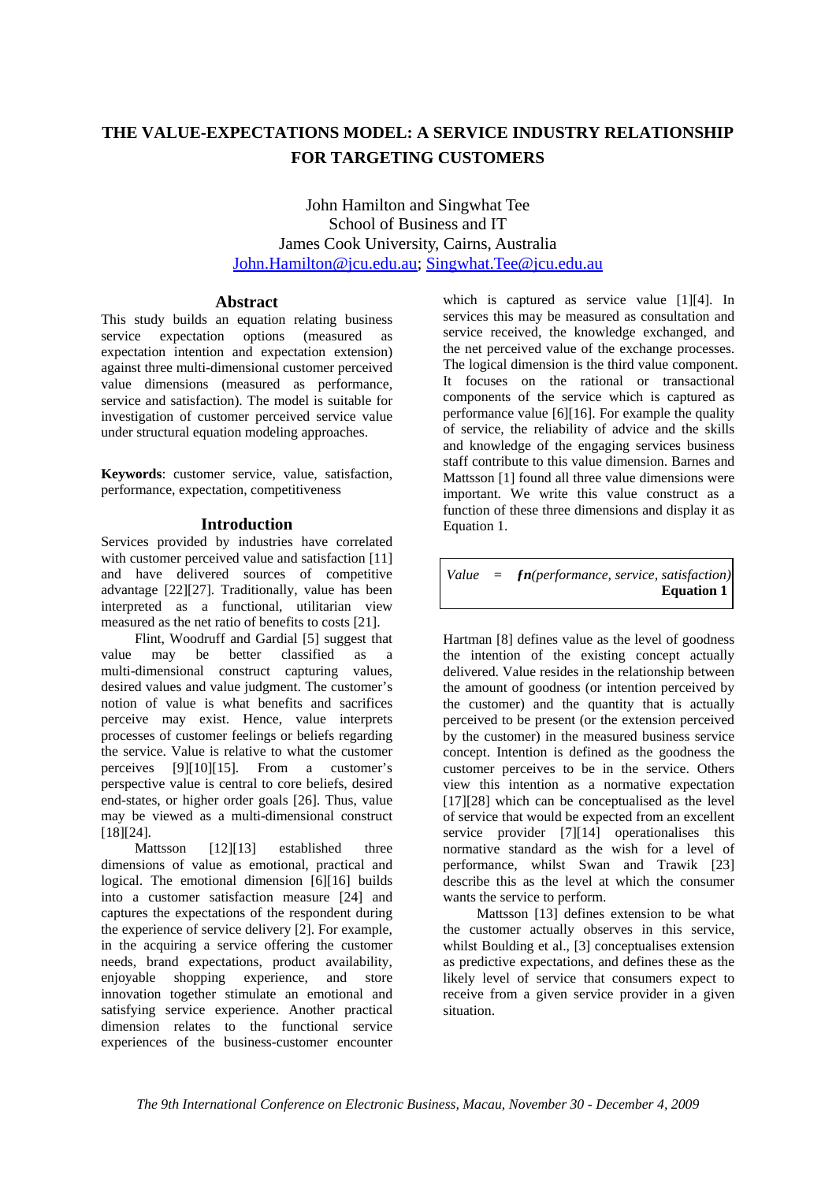# THE VALUE-EXPECTATIONS MODEL: A SERVICE INDUSTRY RELATIONSHIP FOR TARGETING CUSTOMERS

John Hamilton and Singwhat Tee
School of Business and IT
James Cook University, Cairns, Australia
John.Hamilton@jcu.edu.au; Singwhat.Tee@jcu.edu.au

## Abstract

This study builds an equation relating business service expectation options (measured as expectation intention and expectation extension) against three multi-dimensional customer perceived value dimensions (measured as performance, service and satisfaction). The model is suitable for investigation of customer perceived service value under structural equation modeling approaches.

**Keywords**: customer service, value, satisfaction, performance, expectation, competitiveness

## Introduction

Services provided by industries have correlated with customer perceived value and satisfaction [11] and have delivered sources of competitive advantage [22][27]. Traditionally, value has been interpreted as a functional, utilitarian view measured as the net ratio of benefits to costs [21].

Flint, Woodruff and Gardial [5] suggest that value may be better classified as a multi-dimensional construct capturing values, desired values and value judgment. The customer's notion of value is what benefits and sacrifices perceive may exist. Hence, value interprets processes of customer feelings or beliefs regarding the service. Value is relative to what the customer perceives [9][10][15]. From a customer's perspective value is central to core beliefs, desired end-states, or higher order goals [26]. Thus, value may be viewed as a multi-dimensional construct [18][24].

Mattsson [12][13] established three dimensions of value as emotional, practical and logical. The emotional dimension [6][16] builds into a customer satisfaction measure [24] and captures the expectations of the respondent during the experience of service delivery [2]. For example, in the acquiring a service offering the customer needs, brand expectations, product availability, enjoyable shopping experience, and store innovation together stimulate an emotional and satisfying service experience. Another practical dimension relates to the functional service experiences of the business-customer encounter which is captured as service value [1][4]. In services this may be measured as consultation and service received, the knowledge exchanged, and the net perceived value of the exchange processes. The logical dimension is the third value component. It focuses on the rational or transactional components of the service which is captured as performance value [6][16]. For example the quality of service, the reliability of advice and the skills and knowledge of the engaging services business staff contribute to this value dimension. Barnes and Mattsson [1] found all three value dimensions were important. We write this value construct as a function of these three dimensions and display it as Equation 1.

$$Value \;=\; \boldsymbol{fn}(performance,\ service,\ satisfaction) \qquad \textbf{Equation 1}$$

Hartman [8] defines value as the level of goodness the intention of the existing concept actually delivered. Value resides in the relationship between the amount of goodness (or intention perceived by the customer) and the quantity that is actually perceived to be present (or the extension perceived by the customer) in the measured business service concept. Intention is defined as the goodness the customer perceives to be in the service. Others view this intention as a normative expectation [17][28] which can be conceptualised as the level of service that would be expected from an excellent service provider [7][14] operationalises this normative standard as the wish for a level of performance, whilst Swan and Trawik [23] describe this as the level at which the consumer wants the service to perform.

Mattsson [13] defines extension to be what the customer actually observes in this service, whilst Boulding et al., [3] conceptualises extension as predictive expectations, and defines these as the likely level of service that consumers expect to receive from a given service provider in a given situation.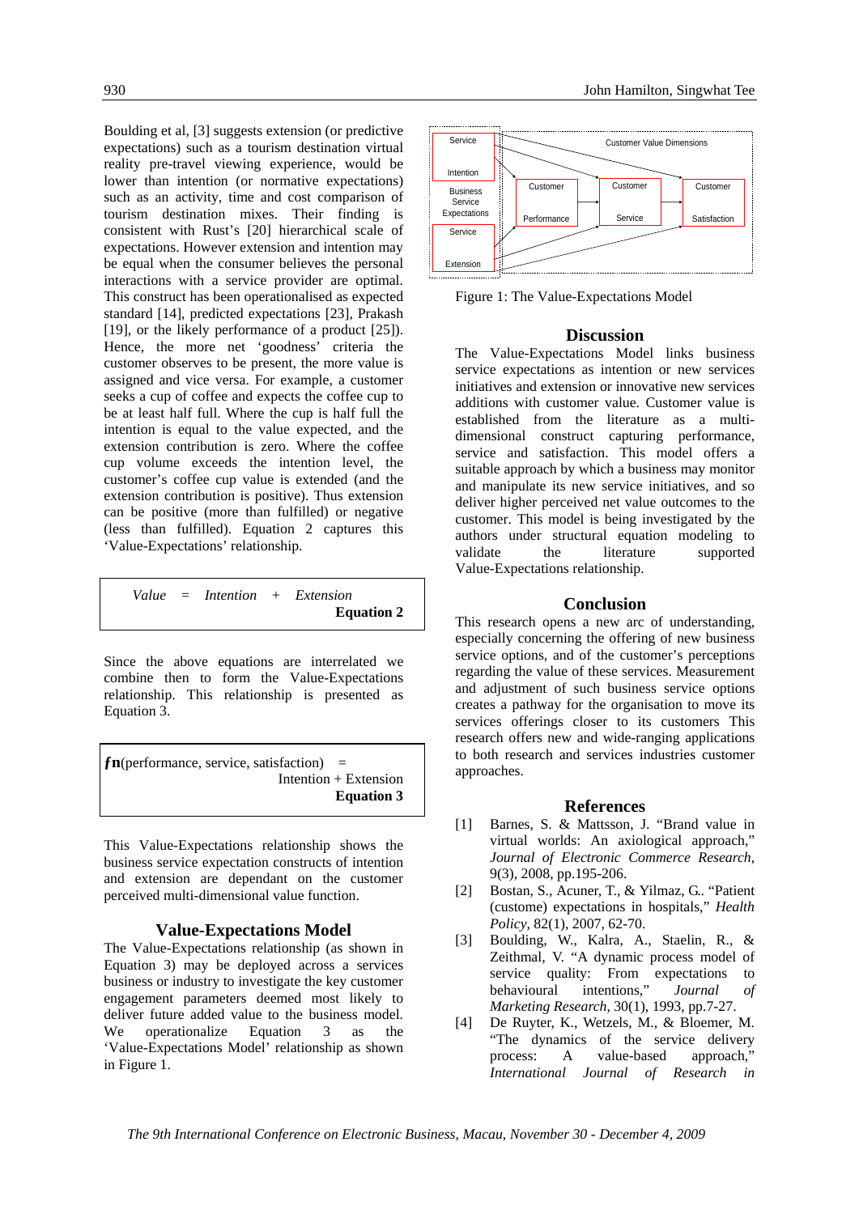Boulding et al, [3] suggests extension (or predictive expectations) such as a tourism destination virtual reality pre-travel viewing experience, would be lower than intention (or normative expectations) such as an activity, time and cost comparison of tourism destination mixes. Their finding is consistent with Rust's [20] hierarchical scale of expectations. However extension and intention may be equal when the consumer believes the personal interactions with a service provider are optimal. This construct has been operationalised as expected standard [14], predicted expectations [23], Prakash [19], or the likely performance of a product [25]). Hence, the more net 'goodness' criteria the customer observes to be present, the more value is assigned and vice versa. For example, a customer seeks a cup of coffee and expects the coffee cup to be at least half full. Where the cup is half full the intention is equal to the value expected, and the extension contribution is zero. Where the coffee cup volume exceeds the intention level, the customer's coffee cup value is extended (and the extension contribution is positive). Thus extension can be positive (more than fulfilled) or negative (less than fulfilled). Equation 2 captures this 'Value-Expectations' relationship.

$$Value = Intention + Extension \qquad \textbf{Equation 2}$$

Since the above equations are interrelated we combine then to form the Value-Expectations relationship. This relationship is presented as Equation 3.

$$\boldsymbol{f}\mathbf{n}(\text{performance, service, satisfaction}) = \text{Intention} + \text{Extension} \qquad \textbf{Equation 3}$$

This Value-Expectations relationship shows the business service expectation constructs of intention and extension are dependant on the customer perceived multi-dimensional value function.

## Value-Expectations Model

The Value-Expectations relationship (as shown in Equation 3) may be deployed across a services business or industry to investigate the key customer engagement parameters deemed most likely to deliver future added value to the business model. We operationalize Equation 3 as the 'Value-Expectations Model' relationship as shown in Figure 1.

Figure 1: The Value-Expectations Model

## Discussion

The Value-Expectations Model links business service expectations as intention or new services initiatives and extension or innovative new services additions with customer value. Customer value is established from the literature as a multi-dimensional construct capturing performance, service and satisfaction. This model offers a suitable approach by which a business may monitor and manipulate its new service initiatives, and so deliver higher perceived net value outcomes to the customer. This model is being investigated by the authors under structural equation modeling to validate the literature supported Value-Expectations relationship.

## Conclusion

This research opens a new arc of understanding, especially concerning the offering of new business service options, and of the customer's perceptions regarding the value of these services. Measurement and adjustment of such business service options creates a pathway for the organisation to move its services offerings closer to its customers This research offers new and wide-ranging applications to both research and services industries customer approaches.

## References

[1] Barnes, S. & Mattsson, J. "Brand value in virtual worlds: An axiological approach," *Journal of Electronic Commerce Research*, 9(3), 2008, pp.195-206.

[2] Bostan, S., Acuner, T., & Yilmaz, G.. "Patient (custome) expectations in hospitals," *Health Policy*, 82(1), 2007, 62-70.

[3] Boulding, W., Kalra, A., Staelin, R., & Zeithmal, V. "A dynamic process model of service quality: From expectations to behavioural intentions," *Journal of Marketing Research*, 30(1), 1993, pp.7-27.

[4] De Ruyter, K., Wetzels, M., & Bloemer, M. "The dynamics of the service delivery process: A value-based approach," *International Journal of Research in*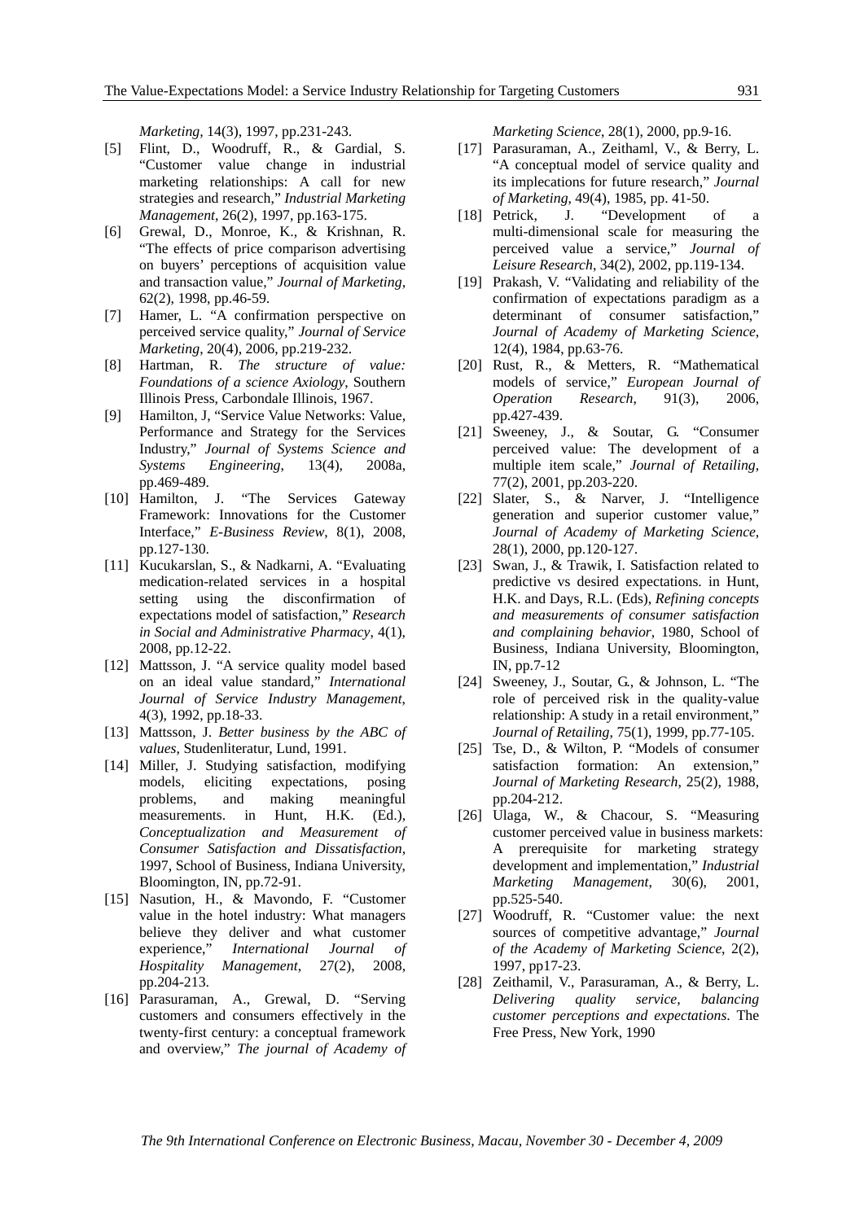*Marketing*, 14(3), 1997, pp.231-243.

[5] Flint, D., Woodruff, R., & Gardial, S. "Customer value change in industrial marketing relationships: A call for new strategies and research," *Industrial Marketing Management*, 26(2), 1997, pp.163-175.

[6] Grewal, D., Monroe, K., & Krishnan, R. "The effects of price comparison advertising on buyers' perceptions of acquisition value and transaction value," *Journal of Marketing*, 62(2), 1998, pp.46-59.

[7] Hamer, L. "A confirmation perspective on perceived service quality," *Journal of Service Marketing*, 20(4), 2006, pp.219-232.

[8] Hartman, R. *The structure of value: Foundations of a science Axiology*, Southern Illinois Press, Carbondale Illinois, 1967.

[9] Hamilton, J, "Service Value Networks: Value, Performance and Strategy for the Services Industry," *Journal of Systems Science and Systems Engineering*, 13(4), 2008a, pp.469-489.

[10] Hamilton, J. "The Services Gateway Framework: Innovations for the Customer Interface," *E-Business Review*, 8(1), 2008, pp.127-130.

[11] Kucukarslan, S., & Nadkarni, A. "Evaluating medication-related services in a hospital setting using the disconfirmation of expectations model of satisfaction," *Research in Social and Administrative Pharmacy*, 4(1), 2008, pp.12-22.

[12] Mattsson, J. "A service quality model based on an ideal value standard," *International Journal of Service Industry Management*, 4(3), 1992, pp.18-33.

[13] Mattsson, J. *Better business by the ABC of values*, Studenliteratur, Lund, 1991.

[14] Miller, J. Studying satisfaction, modifying models, eliciting expectations, posing problems, and making meaningful measurements. in Hunt, H.K. (Ed.), *Conceptualization and Measurement of Consumer Satisfaction and Dissatisfaction*, 1997, School of Business, Indiana University, Bloomington, IN, pp.72-91.

[15] Nasution, H., & Mavondo, F. "Customer value in the hotel industry: What managers believe they deliver and what customer experience," *International Journal of Hospitality Management*, 27(2), 2008, pp.204-213.

[16] Parasuraman, A., Grewal, D. "Serving customers and consumers effectively in the twenty-first century: a conceptual framework and overview," *The journal of Academy of Marketing Science*, 28(1), 2000, pp.9-16.

[17] Parasuraman, A., Zeithaml, V., & Berry, L. "A conceptual model of service quality and its implecations for future research," *Journal of Marketing*, 49(4), 1985, pp. 41-50.

[18] Petrick, J. "Development of a multi-dimensional scale for measuring the perceived value a service," *Journal of Leisure Research*, 34(2), 2002, pp.119-134.

[19] Prakash, V. "Validating and reliability of the confirmation of expectations paradigm as a determinant of consumer satisfaction," *Journal of Academy of Marketing Science*, 12(4), 1984, pp.63-76.

[20] Rust, R., & Metters, R. "Mathematical models of service," *European Journal of Operation Research*, 91(3), 2006, pp.427-439.

[21] Sweeney, J., & Soutar, G. "Consumer perceived value: The development of a multiple item scale," *Journal of Retailing*, 77(2), 2001, pp.203-220.

[22] Slater, S., & Narver, J. "Intelligence generation and superior customer value," *Journal of Academy of Marketing Science*, 28(1), 2000, pp.120-127.

[23] Swan, J., & Trawik, I. Satisfaction related to predictive vs desired expectations. in Hunt, H.K. and Days, R.L. (Eds), *Refining concepts and measurements of consumer satisfaction and complaining behavior*, 1980, School of Business, Indiana University, Bloomington, IN, pp.7-12

[24] Sweeney, J., Soutar, G., & Johnson, L. "The role of perceived risk in the quality-value relationship: A study in a retail environment," *Journal of Retailing*, 75(1), 1999, pp.77-105.

[25] Tse, D., & Wilton, P. "Models of consumer satisfaction formation: An extension," *Journal of Marketing Research*, 25(2), 1988, pp.204-212.

[26] Ulaga, W., & Chacour, S. "Measuring customer perceived value in business markets: A prerequisite for marketing strategy development and implementation," *Industrial Marketing Management*, 30(6), 2001, pp.525-540.

[27] Woodruff, R. "Customer value: the next sources of competitive advantage," *Journal of the Academy of Marketing Science*, 2(2), 1997, pp17-23.

[28] Zeithamil, V., Parasuraman, A., & Berry, L. *Delivering quality service, balancing customer perceptions and expectations*. The Free Press, New York, 1990